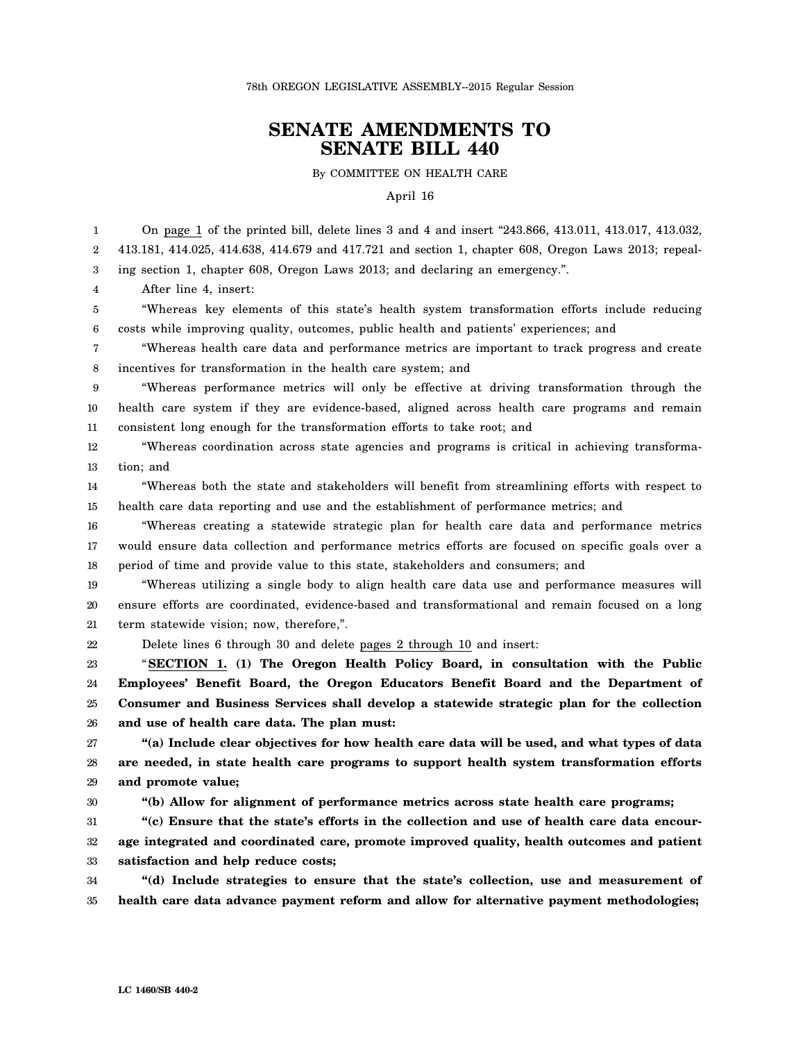78th OREGON LEGISLATIVE ASSEMBLY--2015 Regular Session

# SENATE AMENDMENTS TO SENATE BILL 440

By COMMITTEE ON HEALTH CARE

April 16

On page 1 of the printed bill, delete lines 3 and 4 and insert "243.866, 413.011, 413.017, 413.032, 413.181, 414.025, 414.638, 414.679 and 417.721 and section 1, chapter 608, Oregon Laws 2013; repealing section 1, chapter 608, Oregon Laws 2013; and declaring an emergency.".

After line 4, insert:

"Whereas key elements of this state's health system transformation efforts include reducing costs while improving quality, outcomes, public health and patients' experiences; and

"Whereas health care data and performance metrics are important to track progress and create incentives for transformation in the health care system; and

"Whereas performance metrics will only be effective at driving transformation through the health care system if they are evidence-based, aligned across health care programs and remain consistent long enough for the transformation efforts to take root; and

"Whereas coordination across state agencies and programs is critical in achieving transformation; and

"Whereas both the state and stakeholders will benefit from streamlining efforts with respect to health care data reporting and use and the establishment of performance metrics; and

"Whereas creating a statewide strategic plan for health care data and performance metrics would ensure data collection and performance metrics efforts are focused on specific goals over a period of time and provide value to this state, stakeholders and consumers; and

"Whereas utilizing a single body to align health care data use and performance measures will ensure efforts are coordinated, evidence-based and transformational and remain focused on a long term statewide vision; now, therefore,".

Delete lines 6 through 30 and delete pages 2 through 10 and insert:

"**SECTION 1. (1) The Oregon Health Policy Board, in consultation with the Public Employees' Benefit Board, the Oregon Educators Benefit Board and the Department of Consumer and Business Services shall develop a statewide strategic plan for the collection and use of health care data. The plan must:**

**"(a) Include clear objectives for how health care data will be used, and what types of data are needed, in state health care programs to support health system transformation efforts and promote value;**

**"(b) Allow for alignment of performance metrics across state health care programs;**

**"(c) Ensure that the state's efforts in the collection and use of health care data encourage integrated and coordinated care, promote improved quality, health outcomes and patient satisfaction and help reduce costs;**

**"(d) Include strategies to ensure that the state's collection, use and measurement of health care data advance payment reform and allow for alternative payment methodologies;**

LC 1460/SB 440-2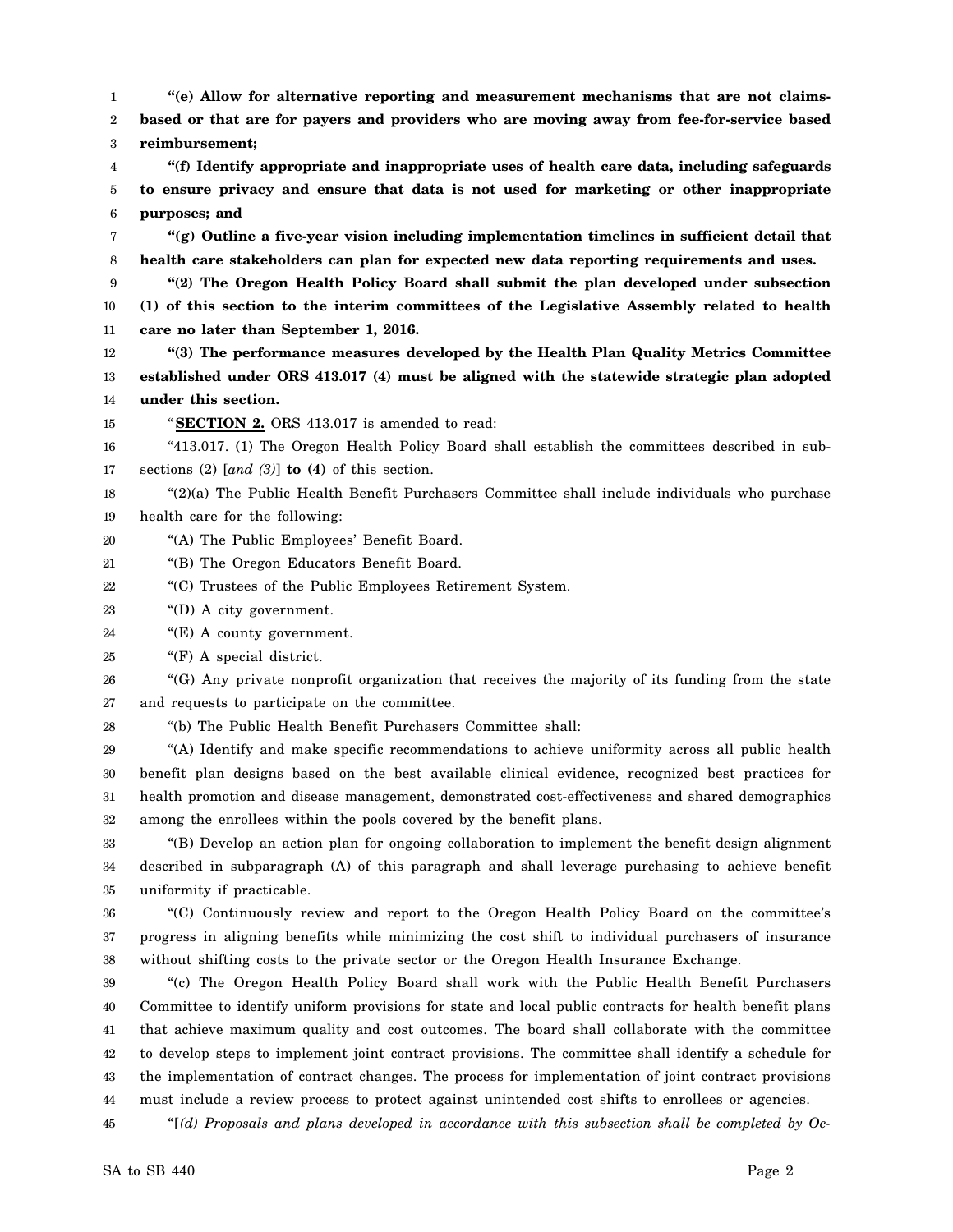**"(e) Allow for alternative reporting and measurement mechanisms that are not claims-based or that are for payers and providers who are moving away from fee-for-service based reimbursement;**

**"(f) Identify appropriate and inappropriate uses of health care data, including safeguards to ensure privacy and ensure that data is not used for marketing or other inappropriate purposes; and**

**"(g) Outline a five-year vision including implementation timelines in sufficient detail that health care stakeholders can plan for expected new data reporting requirements and uses.**

**"(2) The Oregon Health Policy Board shall submit the plan developed under subsection (1) of this section to the interim committees of the Legislative Assembly related to health care no later than September 1, 2016.**

**"(3) The performance measures developed by the Health Plan Quality Metrics Committee established under ORS 413.017 (4) must be aligned with the statewide strategic plan adopted under this section.**

"**SECTION 2.** ORS 413.017 is amended to read:

"413.017. (1) The Oregon Health Policy Board shall establish the committees described in subsections (2) [*and (3)*] **to (4)** of this section.

"(2)(a) The Public Health Benefit Purchasers Committee shall include individuals who purchase health care for the following:

"(A) The Public Employees' Benefit Board.

"(B) The Oregon Educators Benefit Board.

"(C) Trustees of the Public Employees Retirement System.

"(D) A city government.

"(E) A county government.

"(F) A special district.

"(G) Any private nonprofit organization that receives the majority of its funding from the state and requests to participate on the committee.

"(b) The Public Health Benefit Purchasers Committee shall:

"(A) Identify and make specific recommendations to achieve uniformity across all public health benefit plan designs based on the best available clinical evidence, recognized best practices for health promotion and disease management, demonstrated cost-effectiveness and shared demographics among the enrollees within the pools covered by the benefit plans.

"(B) Develop an action plan for ongoing collaboration to implement the benefit design alignment described in subparagraph (A) of this paragraph and shall leverage purchasing to achieve benefit uniformity if practicable.

"(C) Continuously review and report to the Oregon Health Policy Board on the committee's progress in aligning benefits while minimizing the cost shift to individual purchasers of insurance without shifting costs to the private sector or the Oregon Health Insurance Exchange.

"(c) The Oregon Health Policy Board shall work with the Public Health Benefit Purchasers Committee to identify uniform provisions for state and local public contracts for health benefit plans that achieve maximum quality and cost outcomes. The board shall collaborate with the committee to develop steps to implement joint contract provisions. The committee shall identify a schedule for the implementation of contract changes. The process for implementation of joint contract provisions must include a review process to protect against unintended cost shifts to enrollees or agencies.

"[*(d) Proposals and plans developed in accordance with this subsection shall be completed by Oc-*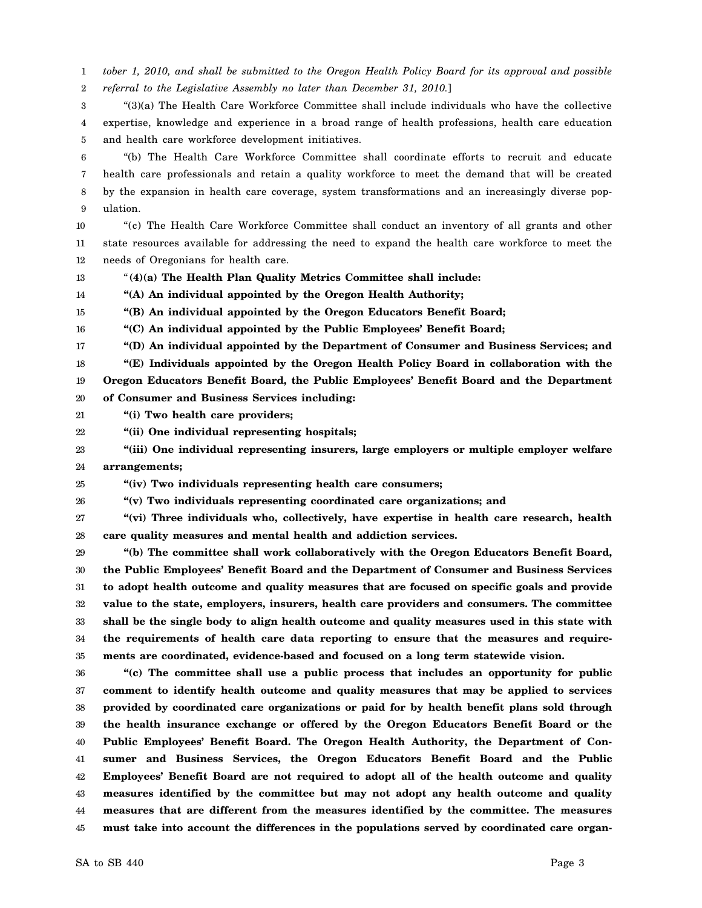*tober 1, 2010, and shall be submitted to the Oregon Health Policy Board for its approval and possible referral to the Legislative Assembly no later than December 31, 2010.*]

"(3)(a) The Health Care Workforce Committee shall include individuals who have the collective expertise, knowledge and experience in a broad range of health professions, health care education and health care workforce development initiatives.

"(b) The Health Care Workforce Committee shall coordinate efforts to recruit and educate health care professionals and retain a quality workforce to meet the demand that will be created by the expansion in health care coverage, system transformations and an increasingly diverse population.

"(c) The Health Care Workforce Committee shall conduct an inventory of all grants and other state resources available for addressing the need to expand the health care workforce to meet the needs of Oregonians for health care.

"**(4)(a) The Health Plan Quality Metrics Committee shall include:**

**"(A) An individual appointed by the Oregon Health Authority;**

**"(B) An individual appointed by the Oregon Educators Benefit Board;**

**"(C) An individual appointed by the Public Employees' Benefit Board;**

**"(D) An individual appointed by the Department of Consumer and Business Services; and**

**"(E) Individuals appointed by the Oregon Health Policy Board in collaboration with the Oregon Educators Benefit Board, the Public Employees' Benefit Board and the Department of Consumer and Business Services including:**

**"(i) Two health care providers;**

**"(ii) One individual representing hospitals;**

**"(iii) One individual representing insurers, large employers or multiple employer welfare arrangements;**

**"(iv) Two individuals representing health care consumers;**

**"(v) Two individuals representing coordinated care organizations; and**

**"(vi) Three individuals who, collectively, have expertise in health care research, health care quality measures and mental health and addiction services.**

**"(b) The committee shall work collaboratively with the Oregon Educators Benefit Board, the Public Employees' Benefit Board and the Department of Consumer and Business Services to adopt health outcome and quality measures that are focused on specific goals and provide value to the state, employers, insurers, health care providers and consumers. The committee shall be the single body to align health outcome and quality measures used in this state with the requirements of health care data reporting to ensure that the measures and requirements are coordinated, evidence-based and focused on a long term statewide vision.**

**"(c) The committee shall use a public process that includes an opportunity for public comment to identify health outcome and quality measures that may be applied to services provided by coordinated care organizations or paid for by health benefit plans sold through the health insurance exchange or offered by the Oregon Educators Benefit Board or the Public Employees' Benefit Board. The Oregon Health Authority, the Department of Consumer and Business Services, the Oregon Educators Benefit Board and the Public Employees' Benefit Board are not required to adopt all of the health outcome and quality measures identified by the committee but may not adopt any health outcome and quality measures that are different from the measures identified by the committee. The measures must take into account the differences in the populations served by coordinated care organ-**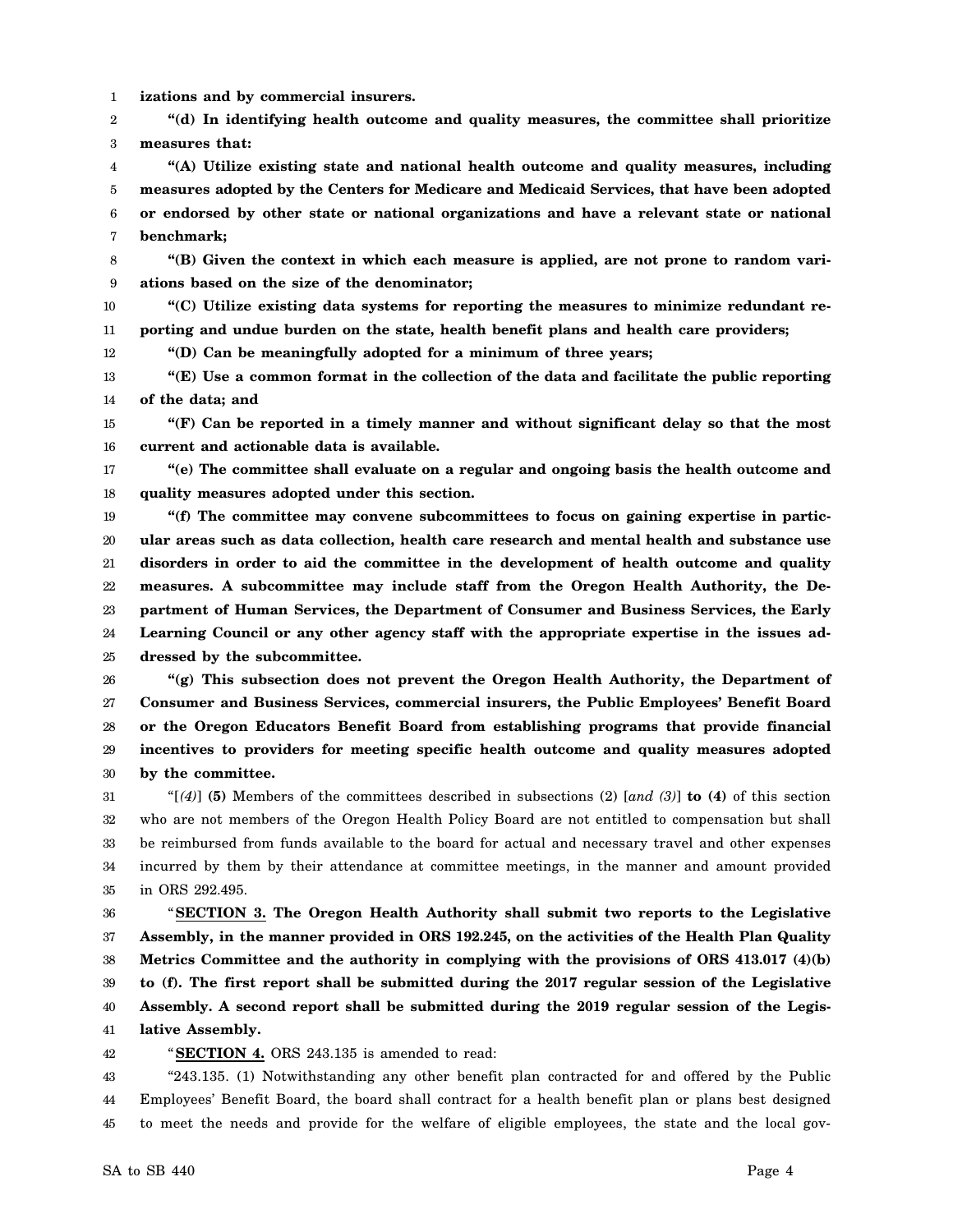**izations and by commercial insurers.**

**"(d) In identifying health outcome and quality measures, the committee shall prioritize measures that:**

**"(A) Utilize existing state and national health outcome and quality measures, including measures adopted by the Centers for Medicare and Medicaid Services, that have been adopted or endorsed by other state or national organizations and have a relevant state or national benchmark;**

**"(B) Given the context in which each measure is applied, are not prone to random variations based on the size of the denominator;**

**"(C) Utilize existing data systems for reporting the measures to minimize redundant reporting and undue burden on the state, health benefit plans and health care providers;**

**"(D) Can be meaningfully adopted for a minimum of three years;**

**"(E) Use a common format in the collection of the data and facilitate the public reporting of the data; and**

**"(F) Can be reported in a timely manner and without significant delay so that the most current and actionable data is available.**

**"(e) The committee shall evaluate on a regular and ongoing basis the health outcome and quality measures adopted under this section.**

**"(f) The committee may convene subcommittees to focus on gaining expertise in particular areas such as data collection, health care research and mental health and substance use disorders in order to aid the committee in the development of health outcome and quality measures. A subcommittee may include staff from the Oregon Health Authority, the Department of Human Services, the Department of Consumer and Business Services, the Early Learning Council or any other agency staff with the appropriate expertise in the issues addressed by the subcommittee.**

**"(g) This subsection does not prevent the Oregon Health Authority, the Department of Consumer and Business Services, commercial insurers, the Public Employees' Benefit Board or the Oregon Educators Benefit Board from establishing programs that provide financial incentives to providers for meeting specific health outcome and quality measures adopted by the committee.**

"[*(4)*] **(5)** Members of the committees described in subsections (2) [*and (3)*] **to (4)** of this section who are not members of the Oregon Health Policy Board are not entitled to compensation but shall be reimbursed from funds available to the board for actual and necessary travel and other expenses incurred by them by their attendance at committee meetings, in the manner and amount provided in ORS 292.495.

"**SECTION 3. The Oregon Health Authority shall submit two reports to the Legislative Assembly, in the manner provided in ORS 192.245, on the activities of the Health Plan Quality Metrics Committee and the authority in complying with the provisions of ORS 413.017 (4)(b) to (f). The first report shall be submitted during the 2017 regular session of the Legislative Assembly. A second report shall be submitted during the 2019 regular session of the Legislative Assembly.**

"**SECTION 4.** ORS 243.135 is amended to read:

"243.135. (1) Notwithstanding any other benefit plan contracted for and offered by the Public Employees' Benefit Board, the board shall contract for a health benefit plan or plans best designed to meet the needs and provide for the welfare of eligible employees, the state and the local gov-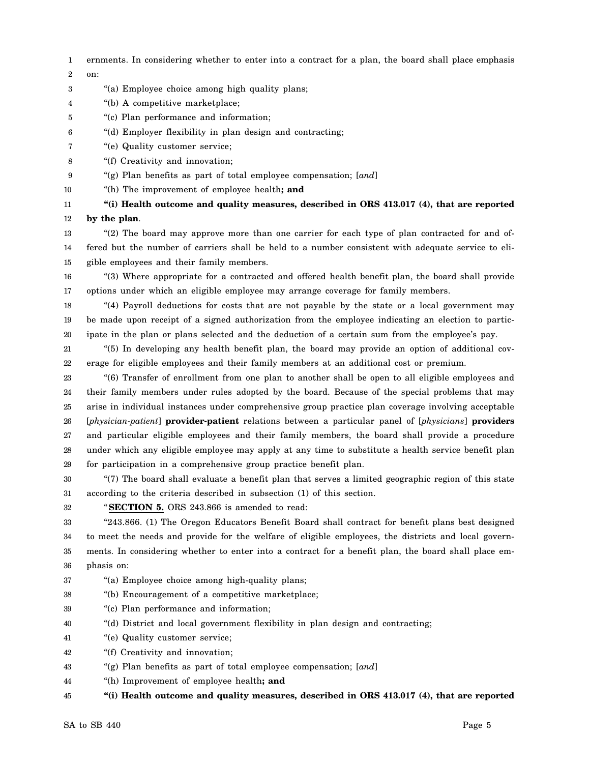ernments. In considering whether to enter into a contract for a plan, the board shall place emphasis on:

"(a) Employee choice among high quality plans;

"(b) A competitive marketplace;

"(c) Plan performance and information;

"(d) Employer flexibility in plan design and contracting;

"(e) Quality customer service;

"(f) Creativity and innovation;

"(g) Plan benefits as part of total employee compensation; [*and*]

"(h) The improvement of employee health**; and**

**"(i) Health outcome and quality measures, described in ORS 413.017 (4), that are reported by the plan**.

"(2) The board may approve more than one carrier for each type of plan contracted for and offered but the number of carriers shall be held to a number consistent with adequate service to eligible employees and their family members.

"(3) Where appropriate for a contracted and offered health benefit plan, the board shall provide options under which an eligible employee may arrange coverage for family members.

"(4) Payroll deductions for costs that are not payable by the state or a local government may be made upon receipt of a signed authorization from the employee indicating an election to participate in the plan or plans selected and the deduction of a certain sum from the employee's pay.

"(5) In developing any health benefit plan, the board may provide an option of additional coverage for eligible employees and their family members at an additional cost or premium.

"(6) Transfer of enrollment from one plan to another shall be open to all eligible employees and their family members under rules adopted by the board. Because of the special problems that may arise in individual instances under comprehensive group practice plan coverage involving acceptable [*physician-patient*] **provider-patient** relations between a particular panel of [*physicians*] **providers** and particular eligible employees and their family members, the board shall provide a procedure under which any eligible employee may apply at any time to substitute a health service benefit plan for participation in a comprehensive group practice benefit plan.

"(7) The board shall evaluate a benefit plan that serves a limited geographic region of this state according to the criteria described in subsection (1) of this section.

"**SECTION 5.** ORS 243.866 is amended to read:

"243.866. (1) The Oregon Educators Benefit Board shall contract for benefit plans best designed to meet the needs and provide for the welfare of eligible employees, the districts and local governments. In considering whether to enter into a contract for a benefit plan, the board shall place emphasis on:

"(a) Employee choice among high-quality plans;

"(b) Encouragement of a competitive marketplace;

"(c) Plan performance and information;

"(d) District and local government flexibility in plan design and contracting;

"(e) Quality customer service;

"(f) Creativity and innovation;

"(g) Plan benefits as part of total employee compensation; [*and*]

"(h) Improvement of employee health**; and**

**"(i) Health outcome and quality measures, described in ORS 413.017 (4), that are reported**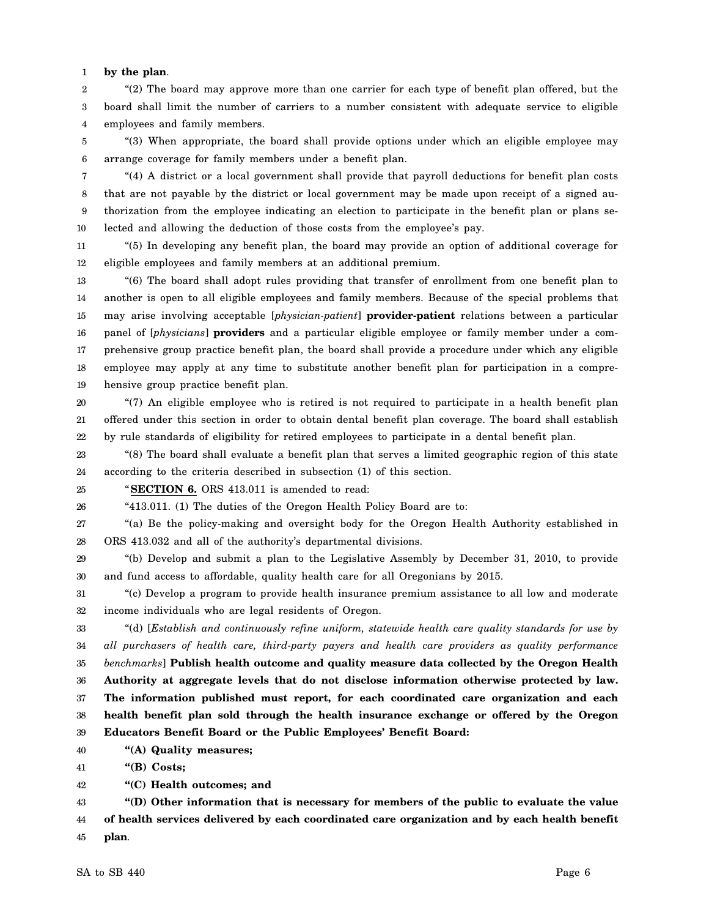**by the plan**.

"(2) The board may approve more than one carrier for each type of benefit plan offered, but the board shall limit the number of carriers to a number consistent with adequate service to eligible employees and family members.

"(3) When appropriate, the board shall provide options under which an eligible employee may arrange coverage for family members under a benefit plan.

"(4) A district or a local government shall provide that payroll deductions for benefit plan costs that are not payable by the district or local government may be made upon receipt of a signed authorization from the employee indicating an election to participate in the benefit plan or plans selected and allowing the deduction of those costs from the employee's pay.

"(5) In developing any benefit plan, the board may provide an option of additional coverage for eligible employees and family members at an additional premium.

"(6) The board shall adopt rules providing that transfer of enrollment from one benefit plan to another is open to all eligible employees and family members. Because of the special problems that may arise involving acceptable [*physician-patient*] **provider-patient** relations between a particular panel of [*physicians*] **providers** and a particular eligible employee or family member under a comprehensive group practice benefit plan, the board shall provide a procedure under which any eligible employee may apply at any time to substitute another benefit plan for participation in a comprehensive group practice benefit plan.

"(7) An eligible employee who is retired is not required to participate in a health benefit plan offered under this section in order to obtain dental benefit plan coverage. The board shall establish by rule standards of eligibility for retired employees to participate in a dental benefit plan.

"(8) The board shall evaluate a benefit plan that serves a limited geographic region of this state according to the criteria described in subsection (1) of this section.

"**SECTION 6.** ORS 413.011 is amended to read:

"413.011. (1) The duties of the Oregon Health Policy Board are to:

"(a) Be the policy-making and oversight body for the Oregon Health Authority established in ORS 413.032 and all of the authority's departmental divisions.

"(b) Develop and submit a plan to the Legislative Assembly by December 31, 2010, to provide and fund access to affordable, quality health care for all Oregonians by 2015.

"(c) Develop a program to provide health insurance premium assistance to all low and moderate income individuals who are legal residents of Oregon.

"(d) [*Establish and continuously refine uniform, statewide health care quality standards for use by all purchasers of health care, third-party payers and health care providers as quality performance benchmarks*] **Publish health outcome and quality measure data collected by the Oregon Health Authority at aggregate levels that do not disclose information otherwise protected by law. The information published must report, for each coordinated care organization and each health benefit plan sold through the health insurance exchange or offered by the Oregon Educators Benefit Board or the Public Employees' Benefit Board:**

**"(A) Quality measures;**

**"(B) Costs;**

**"(C) Health outcomes; and**

**"(D) Other information that is necessary for members of the public to evaluate the value of health services delivered by each coordinated care organization and by each health benefit plan**.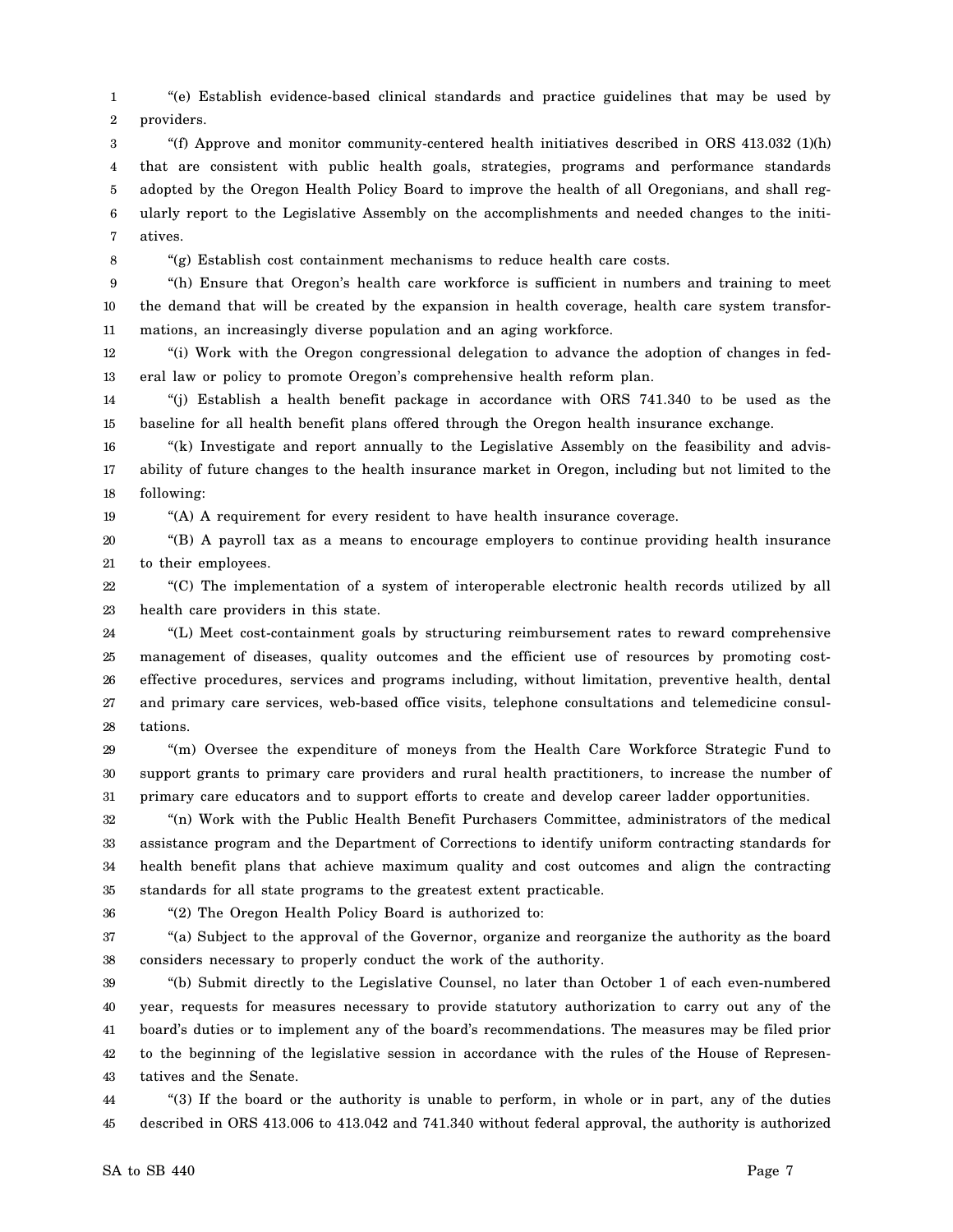"(e) Establish evidence-based clinical standards and practice guidelines that may be used by providers.

"(f) Approve and monitor community-centered health initiatives described in ORS 413.032 (1)(h) that are consistent with public health goals, strategies, programs and performance standards adopted by the Oregon Health Policy Board to improve the health of all Oregonians, and shall regularly report to the Legislative Assembly on the accomplishments and needed changes to the initiatives.

"(g) Establish cost containment mechanisms to reduce health care costs.

"(h) Ensure that Oregon's health care workforce is sufficient in numbers and training to meet the demand that will be created by the expansion in health coverage, health care system transformations, an increasingly diverse population and an aging workforce.

"(i) Work with the Oregon congressional delegation to advance the adoption of changes in federal law or policy to promote Oregon's comprehensive health reform plan.

"(j) Establish a health benefit package in accordance with ORS 741.340 to be used as the baseline for all health benefit plans offered through the Oregon health insurance exchange.

"(k) Investigate and report annually to the Legislative Assembly on the feasibility and advisability of future changes to the health insurance market in Oregon, including but not limited to the following:

"(A) A requirement for every resident to have health insurance coverage.

"(B) A payroll tax as a means to encourage employers to continue providing health insurance to their employees.

"(C) The implementation of a system of interoperable electronic health records utilized by all health care providers in this state.

"(L) Meet cost-containment goals by structuring reimbursement rates to reward comprehensive management of diseases, quality outcomes and the efficient use of resources by promoting cost-effective procedures, services and programs including, without limitation, preventive health, dental and primary care services, web-based office visits, telephone consultations and telemedicine consultations.

"(m) Oversee the expenditure of moneys from the Health Care Workforce Strategic Fund to support grants to primary care providers and rural health practitioners, to increase the number of primary care educators and to support efforts to create and develop career ladder opportunities.

"(n) Work with the Public Health Benefit Purchasers Committee, administrators of the medical assistance program and the Department of Corrections to identify uniform contracting standards for health benefit plans that achieve maximum quality and cost outcomes and align the contracting standards for all state programs to the greatest extent practicable.

"(2) The Oregon Health Policy Board is authorized to:

"(a) Subject to the approval of the Governor, organize and reorganize the authority as the board considers necessary to properly conduct the work of the authority.

"(b) Submit directly to the Legislative Counsel, no later than October 1 of each even-numbered year, requests for measures necessary to provide statutory authorization to carry out any of the board's duties or to implement any of the board's recommendations. The measures may be filed prior to the beginning of the legislative session in accordance with the rules of the House of Representatives and the Senate.

"(3) If the board or the authority is unable to perform, in whole or in part, any of the duties described in ORS 413.006 to 413.042 and 741.340 without federal approval, the authority is authorized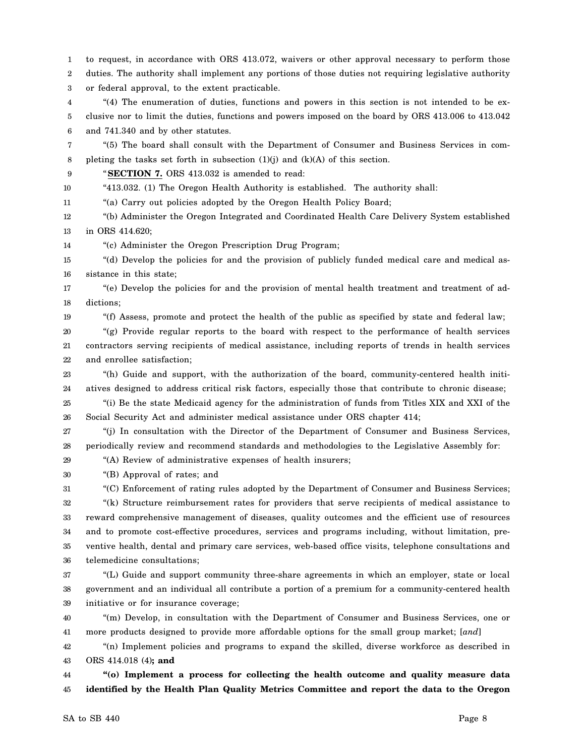to request, in accordance with ORS 413.072, waivers or other approval necessary to perform those duties. The authority shall implement any portions of those duties not requiring legislative authority or federal approval, to the extent practicable.

"(4) The enumeration of duties, functions and powers in this section is not intended to be exclusive nor to limit the duties, functions and powers imposed on the board by ORS 413.006 to 413.042 and 741.340 and by other statutes.

"(5) The board shall consult with the Department of Consumer and Business Services in completing the tasks set forth in subsection (1)(j) and (k)(A) of this section.

"**SECTION 7.** ORS 413.032 is amended to read:

"413.032. (1) The Oregon Health Authority is established. The authority shall:

"(a) Carry out policies adopted by the Oregon Health Policy Board;

"(b) Administer the Oregon Integrated and Coordinated Health Care Delivery System established in ORS 414.620;

"(c) Administer the Oregon Prescription Drug Program;

"(d) Develop the policies for and the provision of publicly funded medical care and medical assistance in this state;

"(e) Develop the policies for and the provision of mental health treatment and treatment of addictions;

"(f) Assess, promote and protect the health of the public as specified by state and federal law;

"(g) Provide regular reports to the board with respect to the performance of health services contractors serving recipients of medical assistance, including reports of trends in health services and enrollee satisfaction;

"(h) Guide and support, with the authorization of the board, community-centered health initiatives designed to address critical risk factors, especially those that contribute to chronic disease;

"(i) Be the state Medicaid agency for the administration of funds from Titles XIX and XXI of the Social Security Act and administer medical assistance under ORS chapter 414;

"(j) In consultation with the Director of the Department of Consumer and Business Services, periodically review and recommend standards and methodologies to the Legislative Assembly for:

"(A) Review of administrative expenses of health insurers;

"(B) Approval of rates; and

"(C) Enforcement of rating rules adopted by the Department of Consumer and Business Services;

"(k) Structure reimbursement rates for providers that serve recipients of medical assistance to reward comprehensive management of diseases, quality outcomes and the efficient use of resources and to promote cost-effective procedures, services and programs including, without limitation, preventive health, dental and primary care services, web-based office visits, telephone consultations and telemedicine consultations;

"(L) Guide and support community three-share agreements in which an employer, state or local government and an individual all contribute a portion of a premium for a community-centered health initiative or for insurance coverage;

"(m) Develop, in consultation with the Department of Consumer and Business Services, one or more products designed to provide more affordable options for the small group market; [*and*]

"(n) Implement policies and programs to expand the skilled, diverse workforce as described in ORS 414.018 (4)**; and**

**"(o) Implement a process for collecting the health outcome and quality measure data identified by the Health Plan Quality Metrics Committee and report the data to the Oregon**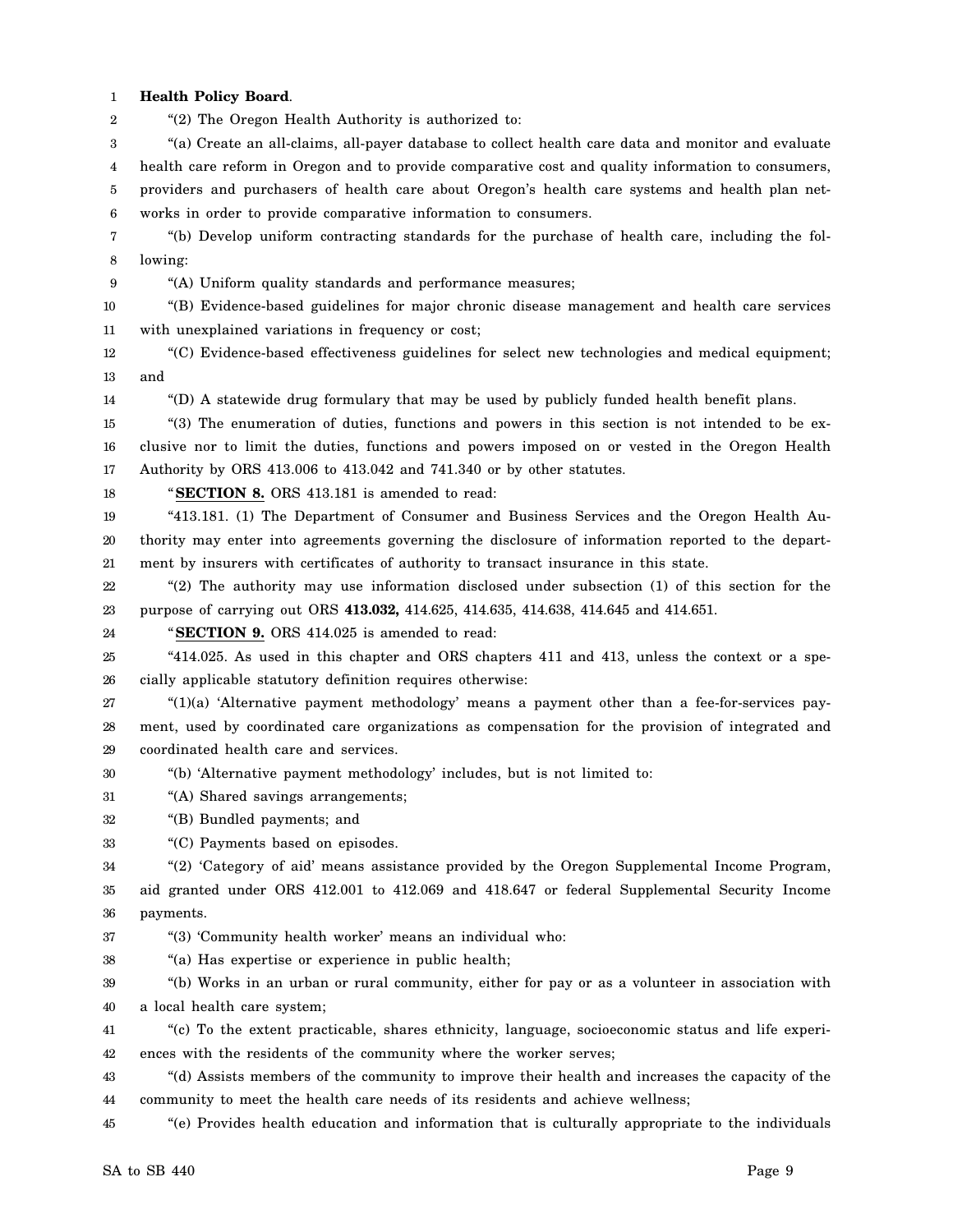**Health Policy Board**.

"(2) The Oregon Health Authority is authorized to:

"(a) Create an all-claims, all-payer database to collect health care data and monitor and evaluate health care reform in Oregon and to provide comparative cost and quality information to consumers, providers and purchasers of health care about Oregon's health care systems and health plan networks in order to provide comparative information to consumers.

"(b) Develop uniform contracting standards for the purchase of health care, including the following:

"(A) Uniform quality standards and performance measures;

"(B) Evidence-based guidelines for major chronic disease management and health care services with unexplained variations in frequency or cost;

"(C) Evidence-based effectiveness guidelines for select new technologies and medical equipment; and

"(D) A statewide drug formulary that may be used by publicly funded health benefit plans.

"(3) The enumeration of duties, functions and powers in this section is not intended to be exclusive nor to limit the duties, functions and powers imposed on or vested in the Oregon Health Authority by ORS 413.006 to 413.042 and 741.340 or by other statutes.

"**SECTION 8.** ORS 413.181 is amended to read:

"413.181. (1) The Department of Consumer and Business Services and the Oregon Health Authority may enter into agreements governing the disclosure of information reported to the department by insurers with certificates of authority to transact insurance in this state.

"(2) The authority may use information disclosed under subsection (1) of this section for the purpose of carrying out ORS **413.032,** 414.625, 414.635, 414.638, 414.645 and 414.651.

"**SECTION 9.** ORS 414.025 is amended to read:

"414.025. As used in this chapter and ORS chapters 411 and 413, unless the context or a specially applicable statutory definition requires otherwise:

"(1)(a) 'Alternative payment methodology' means a payment other than a fee-for-services payment, used by coordinated care organizations as compensation for the provision of integrated and coordinated health care and services.

"(b) 'Alternative payment methodology' includes, but is not limited to:

"(A) Shared savings arrangements;

"(B) Bundled payments; and

"(C) Payments based on episodes.

"(2) 'Category of aid' means assistance provided by the Oregon Supplemental Income Program, aid granted under ORS 412.001 to 412.069 and 418.647 or federal Supplemental Security Income payments.

"(3) 'Community health worker' means an individual who:

"(a) Has expertise or experience in public health;

"(b) Works in an urban or rural community, either for pay or as a volunteer in association with a local health care system;

"(c) To the extent practicable, shares ethnicity, language, socioeconomic status and life experiences with the residents of the community where the worker serves;

"(d) Assists members of the community to improve their health and increases the capacity of the community to meet the health care needs of its residents and achieve wellness;

"(e) Provides health education and information that is culturally appropriate to the individuals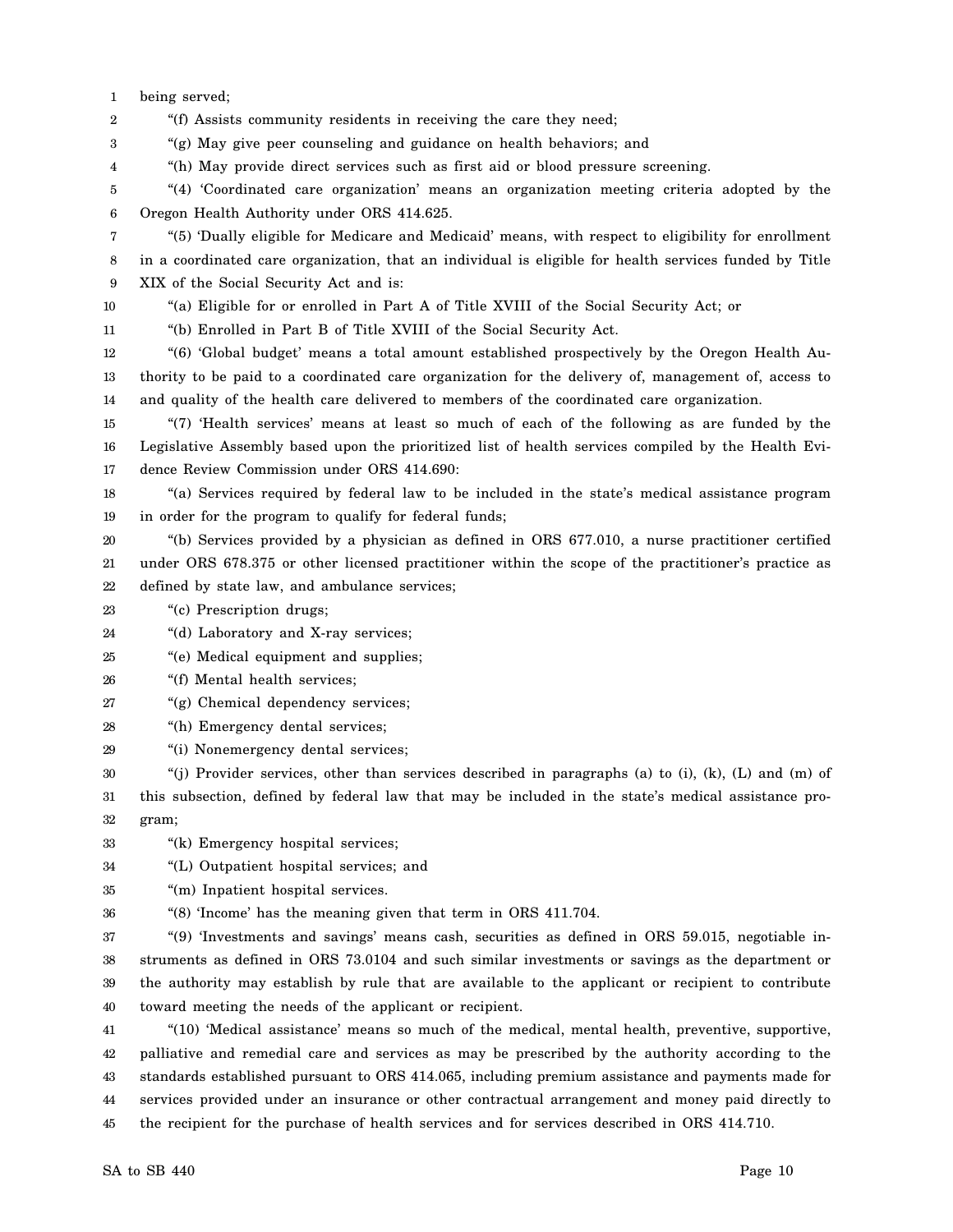being served;

"(f) Assists community residents in receiving the care they need;

"(g) May give peer counseling and guidance on health behaviors; and

"(h) May provide direct services such as first aid or blood pressure screening.

"(4) 'Coordinated care organization' means an organization meeting criteria adopted by the Oregon Health Authority under ORS 414.625.

"(5) 'Dually eligible for Medicare and Medicaid' means, with respect to eligibility for enrollment in a coordinated care organization, that an individual is eligible for health services funded by Title XIX of the Social Security Act and is:

"(a) Eligible for or enrolled in Part A of Title XVIII of the Social Security Act; or

"(b) Enrolled in Part B of Title XVIII of the Social Security Act.

"(6) 'Global budget' means a total amount established prospectively by the Oregon Health Authority to be paid to a coordinated care organization for the delivery of, management of, access to and quality of the health care delivered to members of the coordinated care organization.

"(7) 'Health services' means at least so much of each of the following as are funded by the Legislative Assembly based upon the prioritized list of health services compiled by the Health Evidence Review Commission under ORS 414.690:

"(a) Services required by federal law to be included in the state's medical assistance program in order for the program to qualify for federal funds;

"(b) Services provided by a physician as defined in ORS 677.010, a nurse practitioner certified under ORS 678.375 or other licensed practitioner within the scope of the practitioner's practice as defined by state law, and ambulance services;

"(c) Prescription drugs;

"(d) Laboratory and X-ray services;

"(e) Medical equipment and supplies;

"(f) Mental health services;

"(g) Chemical dependency services;

"(h) Emergency dental services;

"(i) Nonemergency dental services;

"(j) Provider services, other than services described in paragraphs (a) to (i), (k), (L) and (m) of this subsection, defined by federal law that may be included in the state's medical assistance program;

"(k) Emergency hospital services;

"(L) Outpatient hospital services; and

"(m) Inpatient hospital services.

"(8) 'Income' has the meaning given that term in ORS 411.704.

"(9) 'Investments and savings' means cash, securities as defined in ORS 59.015, negotiable instruments as defined in ORS 73.0104 and such similar investments or savings as the department or the authority may establish by rule that are available to the applicant or recipient to contribute toward meeting the needs of the applicant or recipient.

"(10) 'Medical assistance' means so much of the medical, mental health, preventive, supportive, palliative and remedial care and services as may be prescribed by the authority according to the standards established pursuant to ORS 414.065, including premium assistance and payments made for services provided under an insurance or other contractual arrangement and money paid directly to the recipient for the purchase of health services and for services described in ORS 414.710.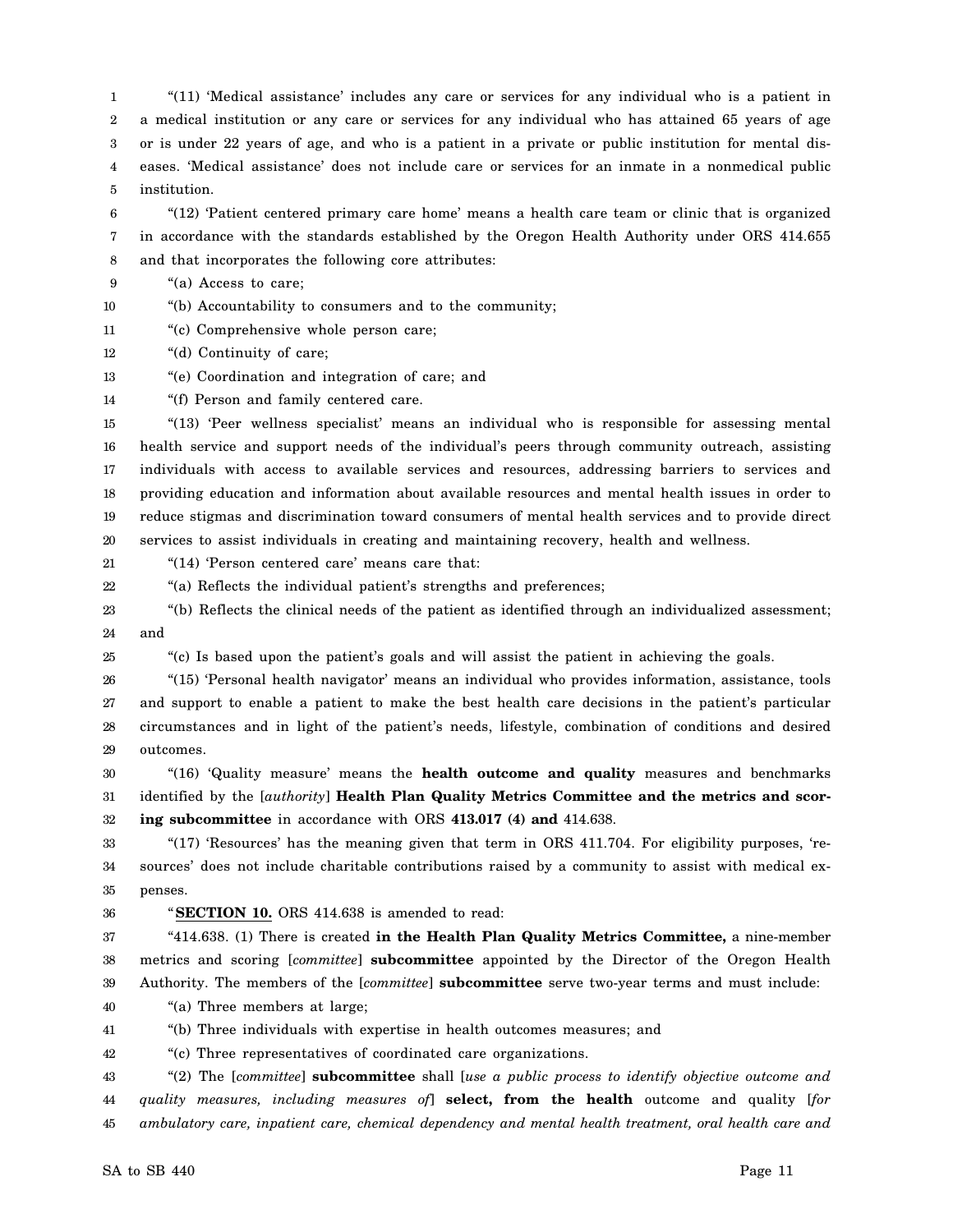"(11) 'Medical assistance' includes any care or services for any individual who is a patient in a medical institution or any care or services for any individual who has attained 65 years of age or is under 22 years of age, and who is a patient in a private or public institution for mental diseases. 'Medical assistance' does not include care or services for an inmate in a nonmedical public institution.

"(12) 'Patient centered primary care home' means a health care team or clinic that is organized in accordance with the standards established by the Oregon Health Authority under ORS 414.655 and that incorporates the following core attributes:

"(a) Access to care;

"(b) Accountability to consumers and to the community;

"(c) Comprehensive whole person care;

"(d) Continuity of care;

"(e) Coordination and integration of care; and

"(f) Person and family centered care.

"(13) 'Peer wellness specialist' means an individual who is responsible for assessing mental health service and support needs of the individual's peers through community outreach, assisting individuals with access to available services and resources, addressing barriers to services and providing education and information about available resources and mental health issues in order to reduce stigmas and discrimination toward consumers of mental health services and to provide direct services to assist individuals in creating and maintaining recovery, health and wellness.

"(14) 'Person centered care' means care that:

"(a) Reflects the individual patient's strengths and preferences;

"(b) Reflects the clinical needs of the patient as identified through an individualized assessment; and

"(c) Is based upon the patient's goals and will assist the patient in achieving the goals.

"(15) 'Personal health navigator' means an individual who provides information, assistance, tools and support to enable a patient to make the best health care decisions in the patient's particular circumstances and in light of the patient's needs, lifestyle, combination of conditions and desired outcomes.

"(16) 'Quality measure' means the **health outcome and quality** measures and benchmarks identified by the [*authority*] **Health Plan Quality Metrics Committee and the metrics and scoring subcommittee** in accordance with ORS **413.017 (4) and** 414.638.

"(17) 'Resources' has the meaning given that term in ORS 411.704. For eligibility purposes, 'resources' does not include charitable contributions raised by a community to assist with medical expenses.

"**SECTION 10.** ORS 414.638 is amended to read:

"414.638. (1) There is created **in the Health Plan Quality Metrics Committee,** a nine-member metrics and scoring [*committee*] **subcommittee** appointed by the Director of the Oregon Health Authority. The members of the [*committee*] **subcommittee** serve two-year terms and must include:

"(a) Three members at large;

"(b) Three individuals with expertise in health outcomes measures; and

"(c) Three representatives of coordinated care organizations.

"(2) The [*committee*] **subcommittee** shall [*use a public process to identify objective outcome and quality measures, including measures of*] **select, from the health** outcome and quality [*for ambulatory care, inpatient care, chemical dependency and mental health treatment, oral health care and*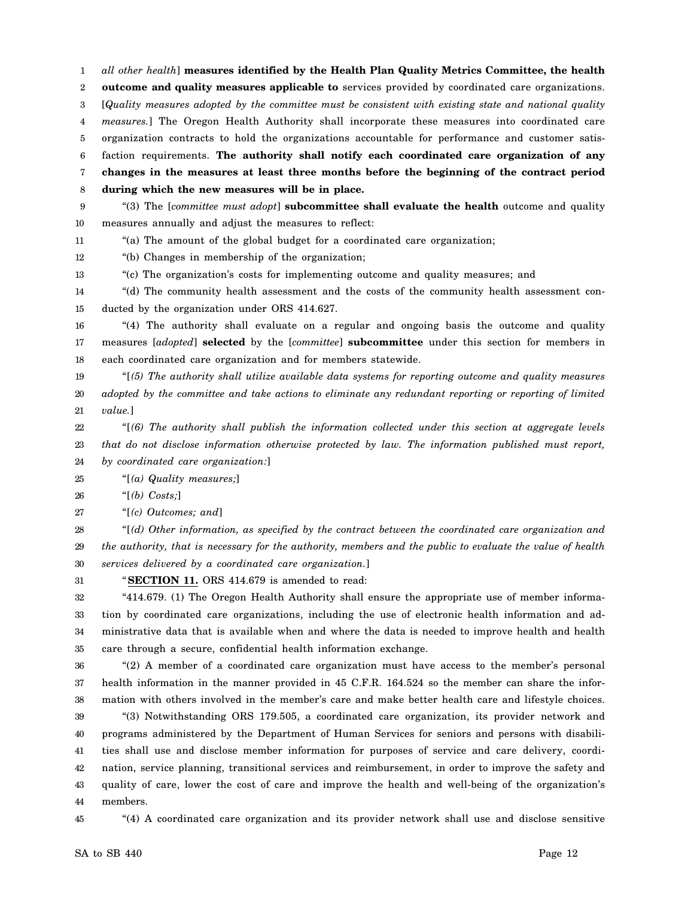*all other health*] **measures identified by the Health Plan Quality Metrics Committee, the health outcome and quality measures applicable to** services provided by coordinated care organizations. [*Quality measures adopted by the committee must be consistent with existing state and national quality measures.*] The Oregon Health Authority shall incorporate these measures into coordinated care organization contracts to hold the organizations accountable for performance and customer satisfaction requirements. **The authority shall notify each coordinated care organization of any changes in the measures at least three months before the beginning of the contract period during which the new measures will be in place.**

"(3) The [*committee must adopt*] **subcommittee shall evaluate the health** outcome and quality measures annually and adjust the measures to reflect:

"(a) The amount of the global budget for a coordinated care organization;

"(b) Changes in membership of the organization;

"(c) The organization's costs for implementing outcome and quality measures; and

"(d) The community health assessment and the costs of the community health assessment conducted by the organization under ORS 414.627.

"(4) The authority shall evaluate on a regular and ongoing basis the outcome and quality measures [*adopted*] **selected** by the [*committee*] **subcommittee** under this section for members in each coordinated care organization and for members statewide.

"[*(5) The authority shall utilize available data systems for reporting outcome and quality measures adopted by the committee and take actions to eliminate any redundant reporting or reporting of limited value.*]

"[*(6) The authority shall publish the information collected under this section at aggregate levels that do not disclose information otherwise protected by law. The information published must report, by coordinated care organization:*]

"[*(a) Quality measures;*]

"[*(b) Costs;*]

"[*(c) Outcomes; and*]

"[*(d) Other information, as specified by the contract between the coordinated care organization and the authority, that is necessary for the authority, members and the public to evaluate the value of health services delivered by a coordinated care organization.*]

"**SECTION 11.** ORS 414.679 is amended to read:

"414.679. (1) The Oregon Health Authority shall ensure the appropriate use of member information by coordinated care organizations, including the use of electronic health information and administrative data that is available when and where the data is needed to improve health and health care through a secure, confidential health information exchange.

"(2) A member of a coordinated care organization must have access to the member's personal health information in the manner provided in 45 C.F.R. 164.524 so the member can share the information with others involved in the member's care and make better health care and lifestyle choices.

"(3) Notwithstanding ORS 179.505, a coordinated care organization, its provider network and programs administered by the Department of Human Services for seniors and persons with disabilities shall use and disclose member information for purposes of service and care delivery, coordination, service planning, transitional services and reimbursement, in order to improve the safety and quality of care, lower the cost of care and improve the health and well-being of the organization's members.

"(4) A coordinated care organization and its provider network shall use and disclose sensitive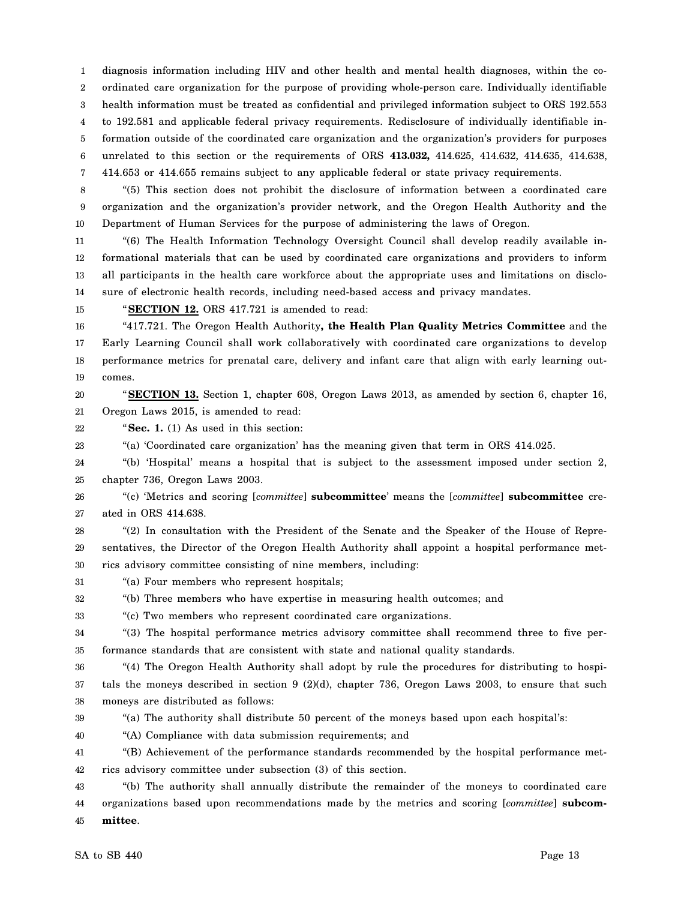diagnosis information including HIV and other health and mental health diagnoses, within the coordinated care organization for the purpose of providing whole-person care. Individually identifiable health information must be treated as confidential and privileged information subject to ORS 192.553 to 192.581 and applicable federal privacy requirements. Redisclosure of individually identifiable information outside of the coordinated care organization and the organization's providers for purposes unrelated to this section or the requirements of ORS **413.032,** 414.625, 414.632, 414.635, 414.638, 414.653 or 414.655 remains subject to any applicable federal or state privacy requirements.

"(5) This section does not prohibit the disclosure of information between a coordinated care organization and the organization's provider network, and the Oregon Health Authority and the Department of Human Services for the purpose of administering the laws of Oregon.

"(6) The Health Information Technology Oversight Council shall develop readily available informational materials that can be used by coordinated care organizations and providers to inform all participants in the health care workforce about the appropriate uses and limitations on disclosure of electronic health records, including need-based access and privacy mandates.

"**SECTION 12.** ORS 417.721 is amended to read:

"417.721. The Oregon Health Authority**, the Health Plan Quality Metrics Committee** and the Early Learning Council shall work collaboratively with coordinated care organizations to develop performance metrics for prenatal care, delivery and infant care that align with early learning outcomes.

"**SECTION 13.** Section 1, chapter 608, Oregon Laws 2013, as amended by section 6, chapter 16, Oregon Laws 2015, is amended to read:

"**Sec. 1.** (1) As used in this section:

"(a) 'Coordinated care organization' has the meaning given that term in ORS 414.025.

"(b) 'Hospital' means a hospital that is subject to the assessment imposed under section 2, chapter 736, Oregon Laws 2003.

"(c) 'Metrics and scoring [*committee*] **subcommittee**' means the [*committee*] **subcommittee** created in ORS 414.638.

"(2) In consultation with the President of the Senate and the Speaker of the House of Representatives, the Director of the Oregon Health Authority shall appoint a hospital performance metrics advisory committee consisting of nine members, including:

"(a) Four members who represent hospitals;

"(b) Three members who have expertise in measuring health outcomes; and

"(c) Two members who represent coordinated care organizations.

"(3) The hospital performance metrics advisory committee shall recommend three to five performance standards that are consistent with state and national quality standards.

"(4) The Oregon Health Authority shall adopt by rule the procedures for distributing to hospitals the moneys described in section 9 (2)(d), chapter 736, Oregon Laws 2003, to ensure that such moneys are distributed as follows:

"(a) The authority shall distribute 50 percent of the moneys based upon each hospital's:

"(A) Compliance with data submission requirements; and

"(B) Achievement of the performance standards recommended by the hospital performance metrics advisory committee under subsection (3) of this section.

"(b) The authority shall annually distribute the remainder of the moneys to coordinated care organizations based upon recommendations made by the metrics and scoring [*committee*] **subcommittee**.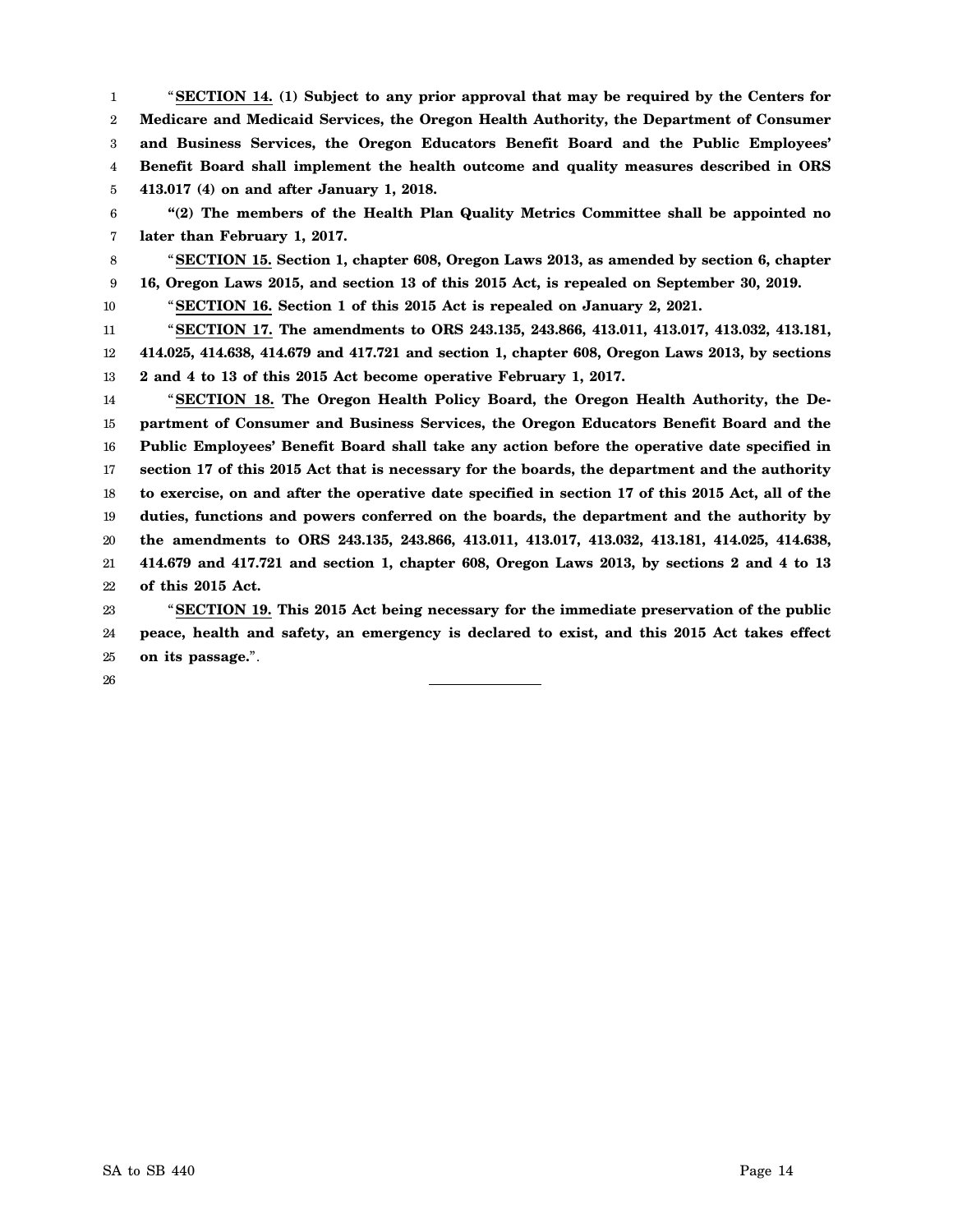"**SECTION 14. (1) Subject to any prior approval that may be required by the Centers for Medicare and Medicaid Services, the Oregon Health Authority, the Department of Consumer and Business Services, the Oregon Educators Benefit Board and the Public Employees' Benefit Board shall implement the health outcome and quality measures described in ORS 413.017 (4) on and after January 1, 2018.**

**"(2) The members of the Health Plan Quality Metrics Committee shall be appointed no later than February 1, 2017.**

"**SECTION 15. Section 1, chapter 608, Oregon Laws 2013, as amended by section 6, chapter 16, Oregon Laws 2015, and section 13 of this 2015 Act, is repealed on September 30, 2019.**

"**SECTION 16. Section 1 of this 2015 Act is repealed on January 2, 2021.**

"**SECTION 17. The amendments to ORS 243.135, 243.866, 413.011, 413.017, 413.032, 413.181, 414.025, 414.638, 414.679 and 417.721 and section 1, chapter 608, Oregon Laws 2013, by sections 2 and 4 to 13 of this 2015 Act become operative February 1, 2017.**

"**SECTION 18. The Oregon Health Policy Board, the Oregon Health Authority, the Department of Consumer and Business Services, the Oregon Educators Benefit Board and the Public Employees' Benefit Board shall take any action before the operative date specified in section 17 of this 2015 Act that is necessary for the boards, the department and the authority to exercise, on and after the operative date specified in section 17 of this 2015 Act, all of the duties, functions and powers conferred on the boards, the department and the authority by the amendments to ORS 243.135, 243.866, 413.011, 413.017, 413.032, 413.181, 414.025, 414.638, 414.679 and 417.721 and section 1, chapter 608, Oregon Laws 2013, by sections 2 and 4 to 13 of this 2015 Act.**

"**SECTION 19. This 2015 Act being necessary for the immediate preservation of the public peace, health and safety, an emergency is declared to exist, and this 2015 Act takes effect on its passage.**".